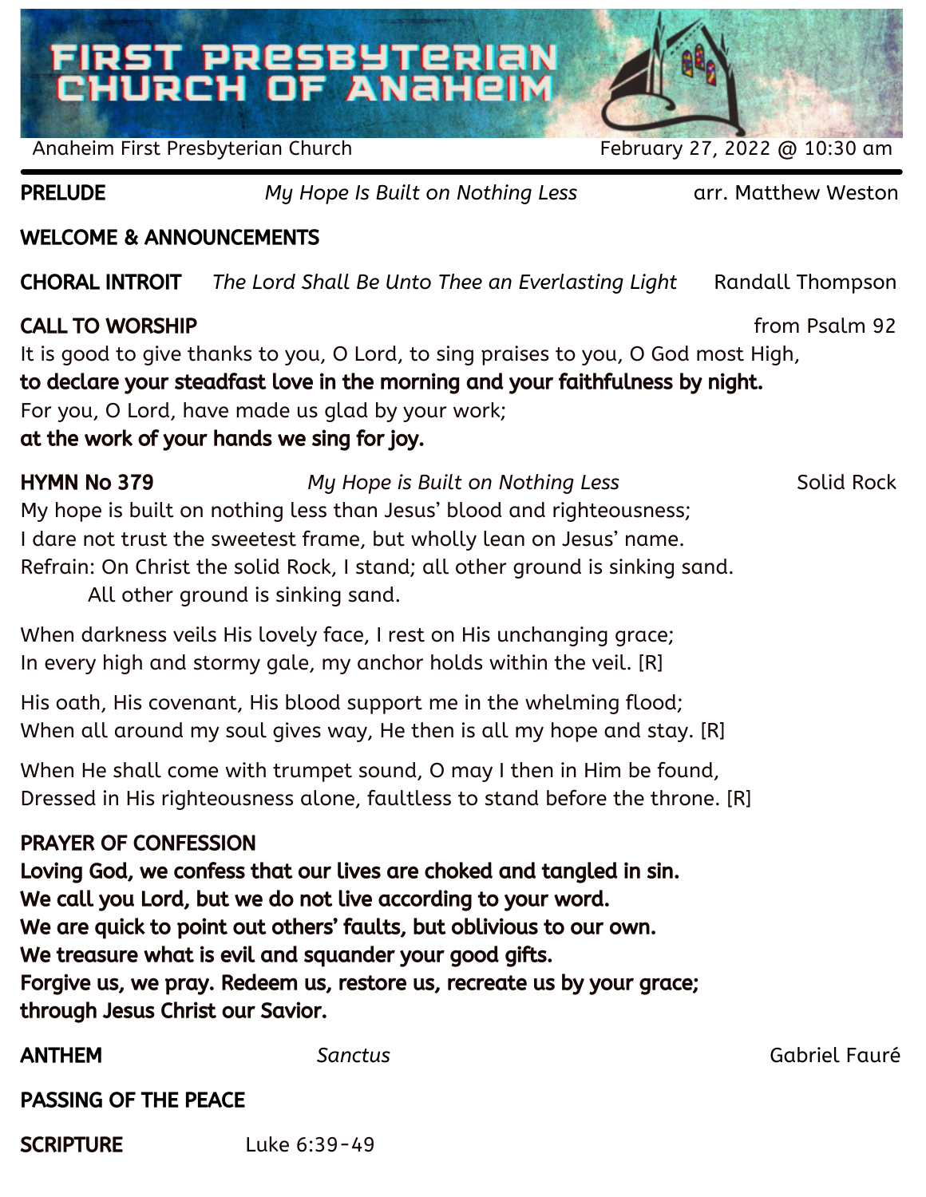# FIRST PRESBYTERIAN CHURCH OF ANAHEIM

Anaheim First Presbyterian Church February 27, 2022 @ 10:30 am

**PRELUDE** *My Hope Is Built on Nothing Less* arr. Matthew Weston

**WELCOME & ANNOUNCEMENTS**

**CHORAL INTROIT** *The Lord Shall Be Unto Thee an Everlasting Light* Randall Thompson

**CALL TO WORSHIP** from Psalm 92

It is good to give thanks to you, O Lord, to sing praises to you, O God most High,
**to declare your steadfast love in the morning and your faithfulness by night.**
For you, O Lord, have made us glad by your work;
**at the work of your hands we sing for joy.**

**HYMN No 379** *My Hope is Built on Nothing Less* Solid Rock

My hope is built on nothing less than Jesus' blood and righteousness;
I dare not trust the sweetest frame, but wholly lean on Jesus' name.
Refrain: On Christ the solid Rock, I stand; all other ground is sinking sand.
All other ground is sinking sand.

When darkness veils His lovely face, I rest on His unchanging grace;
In every high and stormy gale, my anchor holds within the veil. [R]

His oath, His covenant, His blood support me in the whelming flood;
When all around my soul gives way, He then is all my hope and stay. [R]

When He shall come with trumpet sound, O may I then in Him be found,
Dressed in His righteousness alone, faultless to stand before the throne. [R]

**PRAYER OF CONFESSION**

**Loving God, we confess that our lives are choked and tangled in sin.**
**We call you Lord, but we do not live according to your word.**
**We are quick to point out others' faults, but oblivious to our own.**
**We treasure what is evil and squander your good gifts.**
**Forgive us, we pray. Redeem us, restore us, recreate us by your grace;**
**through Jesus Christ our Savior.**

**ANTHEM** *Sanctus* Gabriel Fauré

**PASSING OF THE PEACE**

**SCRIPTURE** Luke 6:39-49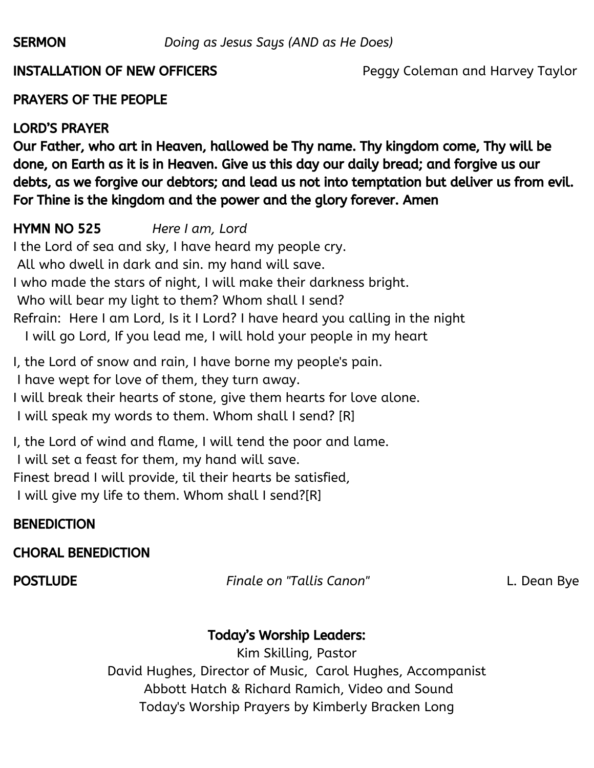**SERMON** *Doing as Jesus Says (AND as He Does)*

**INSTALLATION OF NEW OFFICERS** Peggy Coleman and Harvey Taylor

**PRAYERS OF THE PEOPLE**

**LORD'S PRAYER**

**Our Father, who art in Heaven, hallowed be Thy name. Thy kingdom come, Thy will be done, on Earth as it is in Heaven. Give us this day our daily bread; and forgive us our debts, as we forgive our debtors; and lead us not into temptation but deliver us from evil. For Thine is the kingdom and the power and the glory forever. Amen**

**HYMN NO 525** *Here I am, Lord*

I the Lord of sea and sky, I have heard my people cry.
All who dwell in dark and sin. my hand will save.
I who made the stars of night, I will make their darkness bright.
Who will bear my light to them? Whom shall I send?
Refrain: Here I am Lord, Is it I Lord? I have heard you calling in the night
I will go Lord, If you lead me, I will hold your people in my heart

I, the Lord of snow and rain, I have borne my people's pain.
I have wept for love of them, they turn away.
I will break their hearts of stone, give them hearts for love alone.
I will speak my words to them. Whom shall I send? [R]

I, the Lord of wind and flame, I will tend the poor and lame.
I will set a feast for them, my hand will save.
Finest bread I will provide, til their hearts be satisfied,
I will give my life to them. Whom shall I send?[R]

**BENEDICTION**

**CHORAL BENEDICTION**

**POSTLUDE** *Finale on "Tallis Canon"* L. Dean Bye

**Today's Worship Leaders:**

Kim Skilling, Pastor
David Hughes, Director of Music, Carol Hughes, Accompanist
Abbott Hatch & Richard Ramich, Video and Sound
Today's Worship Prayers by Kimberly Bracken Long